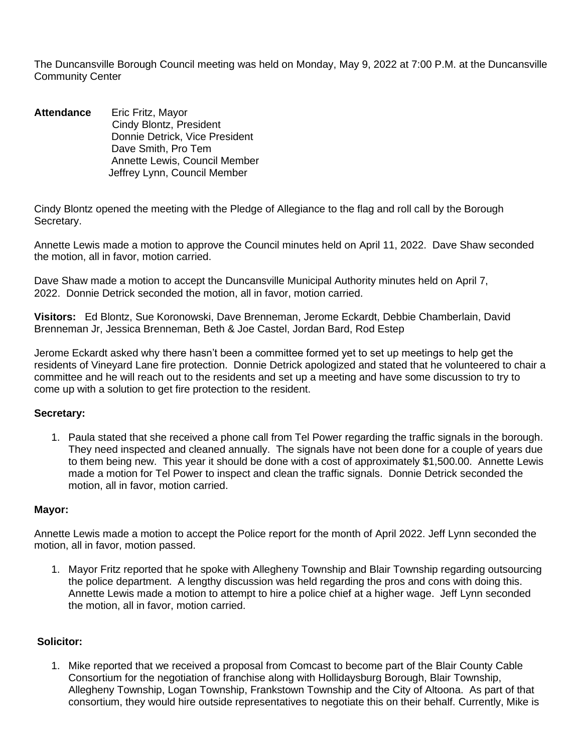The Duncansville Borough Council meeting was held on Monday, May 9, 2022 at 7:00 P.M. at the Duncansville Community Center

**Attendance** Eric Fritz, Mayor
Cindy Blontz, President
Donnie Detrick, Vice President
Dave Smith, Pro Tem
Annette Lewis, Council Member
Jeffrey Lynn, Council Member

Cindy Blontz opened the meeting with the Pledge of Allegiance to the flag and roll call by the Borough Secretary.

Annette Lewis made a motion to approve the Council minutes held on April 11, 2022. Dave Shaw seconded the motion, all in favor, motion carried.

Dave Shaw made a motion to accept the Duncansville Municipal Authority minutes held on April 7, 2022. Donnie Detrick seconded the motion, all in favor, motion carried.

**Visitors:** Ed Blontz, Sue Koronowski, Dave Brenneman, Jerome Eckardt, Debbie Chamberlain, David Brenneman Jr, Jessica Brenneman, Beth & Joe Castel, Jordan Bard, Rod Estep

Jerome Eckardt asked why there hasn't been a committee formed yet to set up meetings to help get the residents of Vineyard Lane fire protection. Donnie Detrick apologized and stated that he volunteered to chair a committee and he will reach out to the residents and set up a meeting and have some discussion to try to come up with a solution to get fire protection to the resident.

**Secretary:**

1. Paula stated that she received a phone call from Tel Power regarding the traffic signals in the borough. They need inspected and cleaned annually. The signals have not been done for a couple of years due to them being new. This year it should be done with a cost of approximately $1,500.00. Annette Lewis made a motion for Tel Power to inspect and clean the traffic signals. Donnie Detrick seconded the motion, all in favor, motion carried.

**Mayor:**

Annette Lewis made a motion to accept the Police report for the month of April 2022. Jeff Lynn seconded the motion, all in favor, motion passed.

1. Mayor Fritz reported that he spoke with Allegheny Township and Blair Township regarding outsourcing the police department. A lengthy discussion was held regarding the pros and cons with doing this. Annette Lewis made a motion to attempt to hire a police chief at a higher wage. Jeff Lynn seconded the motion, all in favor, motion carried.

**Solicitor:**

1. Mike reported that we received a proposal from Comcast to become part of the Blair County Cable Consortium for the negotiation of franchise along with Hollidaysburg Borough, Blair Township, Allegheny Township, Logan Township, Frankstown Township and the City of Altoona. As part of that consortium, they would hire outside representatives to negotiate this on their behalf. Currently, Mike is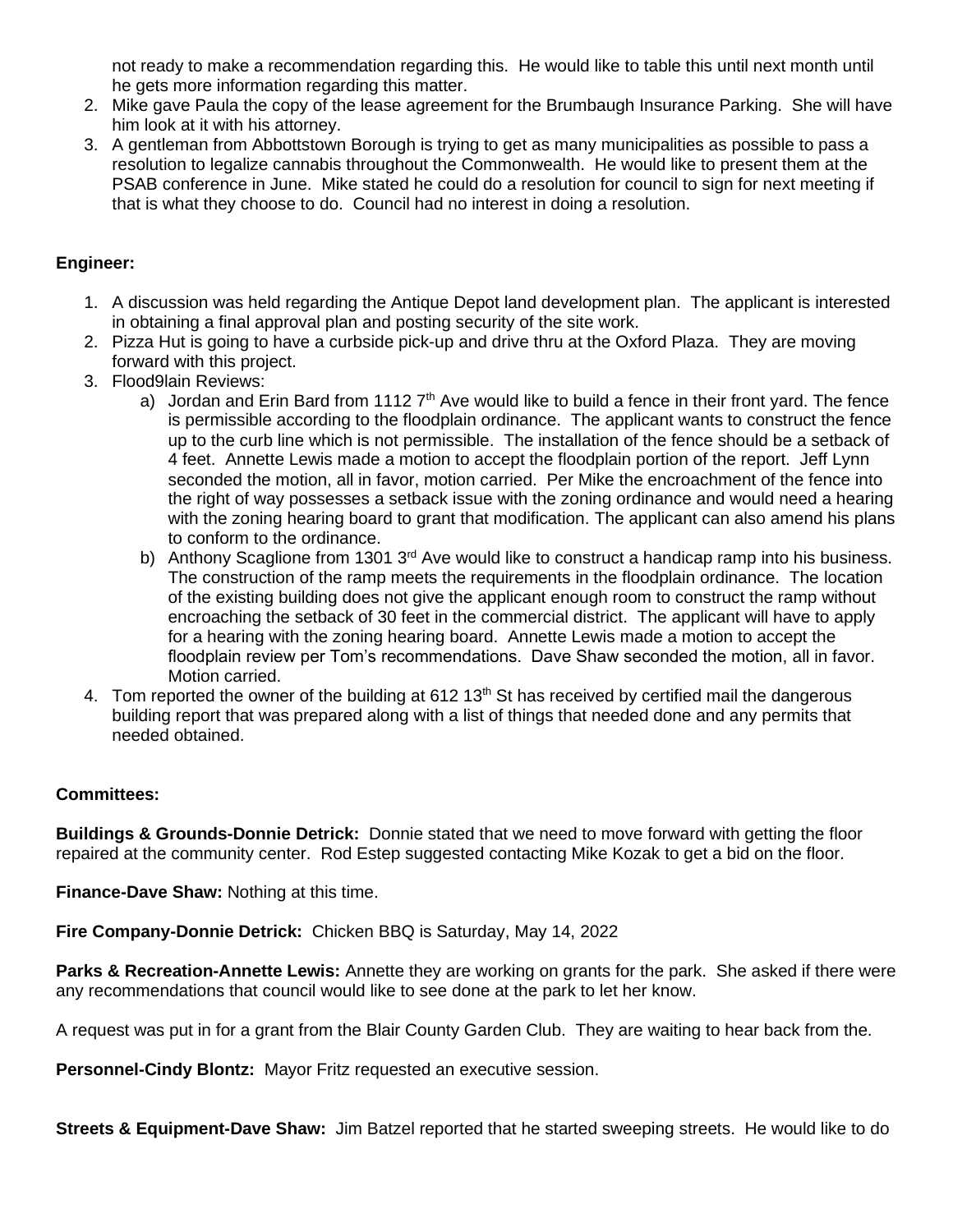not ready to make a recommendation regarding this. He would like to table this until next month until he gets more information regarding this matter.

2. Mike gave Paula the copy of the lease agreement for the Brumbaugh Insurance Parking. She will have him look at it with his attorney.
3. A gentleman from Abbottstown Borough is trying to get as many municipalities as possible to pass a resolution to legalize cannabis throughout the Commonwealth. He would like to present them at the PSAB conference in June. Mike stated he could do a resolution for council to sign for next meeting if that is what they choose to do. Council had no interest in doing a resolution.

**Engineer:**

1. A discussion was held regarding the Antique Depot land development plan. The applicant is interested in obtaining a final approval plan and posting security of the site work.
2. Pizza Hut is going to have a curbside pick-up and drive thru at the Oxford Plaza. They are moving forward with this project.
3. Flood9lain Reviews:
   a) Jordan and Erin Bard from 1112 7th Ave would like to build a fence in their front yard. The fence is permissible according to the floodplain ordinance. The applicant wants to construct the fence up to the curb line which is not permissible. The installation of the fence should be a setback of 4 feet. Annette Lewis made a motion to accept the floodplain portion of the report. Jeff Lynn seconded the motion, all in favor, motion carried. Per Mike the encroachment of the fence into the right of way possesses a setback issue with the zoning ordinance and would need a hearing with the zoning hearing board to grant that modification. The applicant can also amend his plans to conform to the ordinance.
   b) Anthony Scaglione from 1301 3rd Ave would like to construct a handicap ramp into his business. The construction of the ramp meets the requirements in the floodplain ordinance. The location of the existing building does not give the applicant enough room to construct the ramp without encroaching the setback of 30 feet in the commercial district. The applicant will have to apply for a hearing with the zoning hearing board. Annette Lewis made a motion to accept the floodplain review per Tom's recommendations. Dave Shaw seconded the motion, all in favor. Motion carried.
4. Tom reported the owner of the building at 612 13th St has received by certified mail the dangerous building report that was prepared along with a list of things that needed done and any permits that needed obtained.

**Committees:**

**Buildings & Grounds-Donnie Detrick:** Donnie stated that we need to move forward with getting the floor repaired at the community center. Rod Estep suggested contacting Mike Kozak to get a bid on the floor.

**Finance-Dave Shaw:** Nothing at this time.

**Fire Company-Donnie Detrick:** Chicken BBQ is Saturday, May 14, 2022

**Parks & Recreation-Annette Lewis:** Annette they are working on grants for the park. She asked if there were any recommendations that council would like to see done at the park to let her know.

A request was put in for a grant from the Blair County Garden Club. They are waiting to hear back from the.

**Personnel-Cindy Blontz:** Mayor Fritz requested an executive session.

**Streets & Equipment-Dave Shaw:** Jim Batzel reported that he started sweeping streets. He would like to do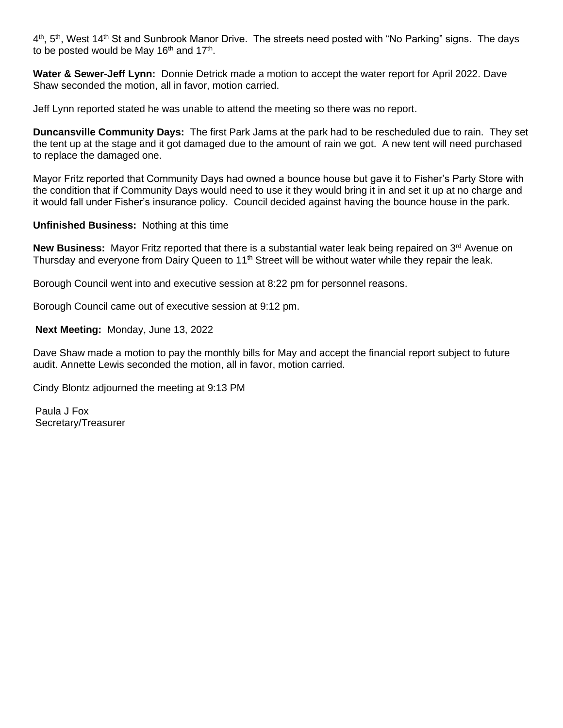4th, 5th, West 14th St and Sunbrook Manor Drive. The streets need posted with "No Parking" signs. The days to be posted would be May 16th and 17th.

**Water & Sewer-Jeff Lynn:** Donnie Detrick made a motion to accept the water report for April 2022. Dave Shaw seconded the motion, all in favor, motion carried.

Jeff Lynn reported stated he was unable to attend the meeting so there was no report.

**Duncansville Community Days:** The first Park Jams at the park had to be rescheduled due to rain. They set the tent up at the stage and it got damaged due to the amount of rain we got. A new tent will need purchased to replace the damaged one.

Mayor Fritz reported that Community Days had owned a bounce house but gave it to Fisher's Party Store with the condition that if Community Days would need to use it they would bring it in and set it up at no charge and it would fall under Fisher's insurance policy. Council decided against having the bounce house in the park.

**Unfinished Business:** Nothing at this time

**New Business:** Mayor Fritz reported that there is a substantial water leak being repaired on 3rd Avenue on Thursday and everyone from Dairy Queen to 11th Street will be without water while they repair the leak.

Borough Council went into and executive session at 8:22 pm for personnel reasons.

Borough Council came out of executive session at 9:12 pm.

**Next Meeting:** Monday, June 13, 2022

Dave Shaw made a motion to pay the monthly bills for May and accept the financial report subject to future audit. Annette Lewis seconded the motion, all in favor, motion carried.

Cindy Blontz adjourned the meeting at 9:13 PM

Paula J Fox
Secretary/Treasurer